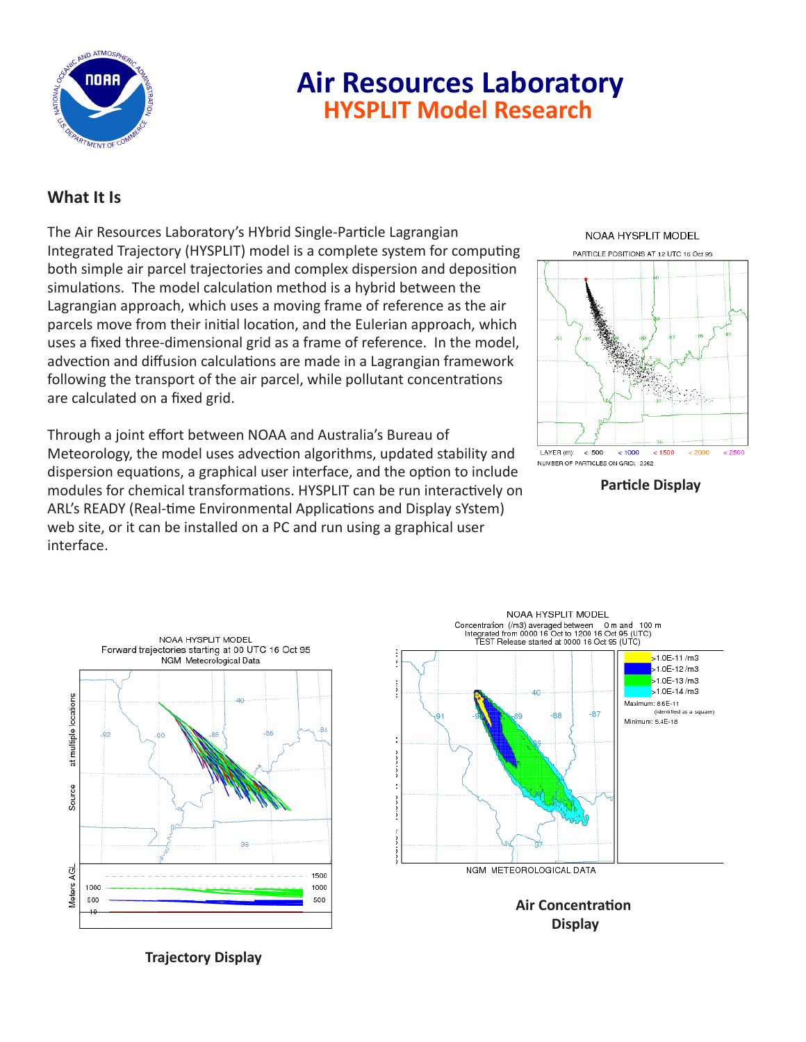# Air Resources Laboratory
## HYSPLIT Model Research

### What It Is

The Air Resources Laboratory's HYbrid Single-Particle Lagrangian Integrated Trajectory (HYSPLIT) model is a complete system for computing both simple air parcel trajectories and complex dispersion and deposition simulations. The model calculation method is a hybrid between the Lagrangian approach, which uses a moving frame of reference as the air parcels move from their initial location, and the Eulerian approach, which uses a fixed three-dimensional grid as a frame of reference. In the model, advection and diffusion calculations are made in a Lagrangian framework following the transport of the air parcel, while pollutant concentrations are calculated on a fixed grid.

Through a joint effort between NOAA and Australia's Bureau of Meteorology, the model uses advection algorithms, updated stability and dispersion equations, a graphical user interface, and the option to include modules for chemical transformations. HYSPLIT can be run interactively on ARL's READY (Real-time Environmental Applications and Display sYstem) web site, or it can be installed on a PC and run using a graphical user interface.

**Particle Display**

**Trajectory Display**

**Air Concentration Display**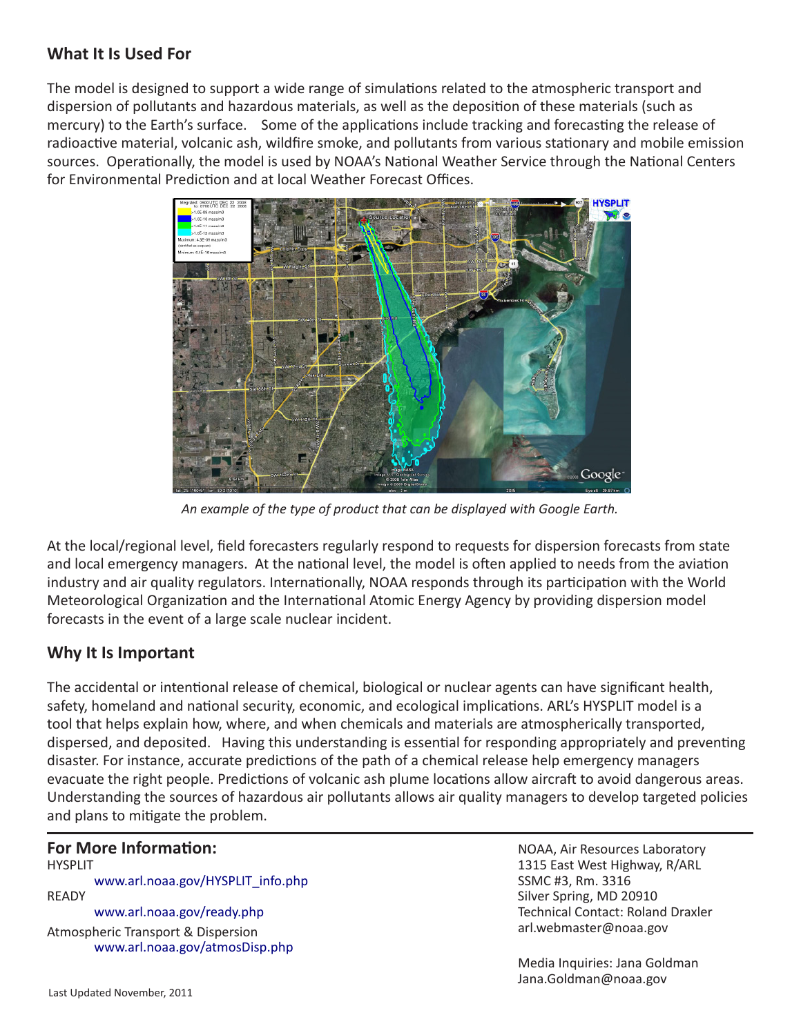## What It Is Used For

The model is designed to support a wide range of simulations related to the atmospheric transport and dispersion of pollutants and hazardous materials, as well as the deposition of these materials (such as mercury) to the Earth's surface. Some of the applications include tracking and forecasting the release of radioactive material, volcanic ash, wildfire smoke, and pollutants from various stationary and mobile emission sources. Operationally, the model is used by NOAA's National Weather Service through the National Centers for Environmental Prediction and at local Weather Forecast Offices.

*An example of the type of product that can be displayed with Google Earth.*

At the local/regional level, field forecasters regularly respond to requests for dispersion forecasts from state and local emergency managers. At the national level, the model is often applied to needs from the aviation industry and air quality regulators. Internationally, NOAA responds through its participation with the World Meteorological Organization and the International Atomic Energy Agency by providing dispersion model forecasts in the event of a large scale nuclear incident.

## Why It Is Important

The accidental or intentional release of chemical, biological or nuclear agents can have significant health, safety, homeland and national security, economic, and ecological implications. ARL's HYSPLIT model is a tool that helps explain how, where, and when chemicals and materials are atmospherically transported, dispersed, and deposited. Having this understanding is essential for responding appropriately and preventing disaster. For instance, accurate predictions of the path of a chemical release help emergency managers evacuate the right people. Predictions of volcanic ash plume locations allow aircraft to avoid dangerous areas. Understanding the sources of hazardous air pollutants allows air quality managers to develop targeted policies and plans to mitigate the problem.

## For More Information:

HYSPLIT
  www.arl.noaa.gov/HYSPLIT_info.php

READY
  www.arl.noaa.gov/ready.php

Atmospheric Transport & Dispersion
  www.arl.noaa.gov/atmosDisp.php

NOAA, Air Resources Laboratory
1315 East West Highway, R/ARL
SSMC #3, Rm. 3316
Silver Spring, MD 20910
Technical Contact: Roland Draxler
arl.webmaster@noaa.gov

Media Inquiries: Jana Goldman
Jana.Goldman@noaa.gov

Last Updated November, 2011